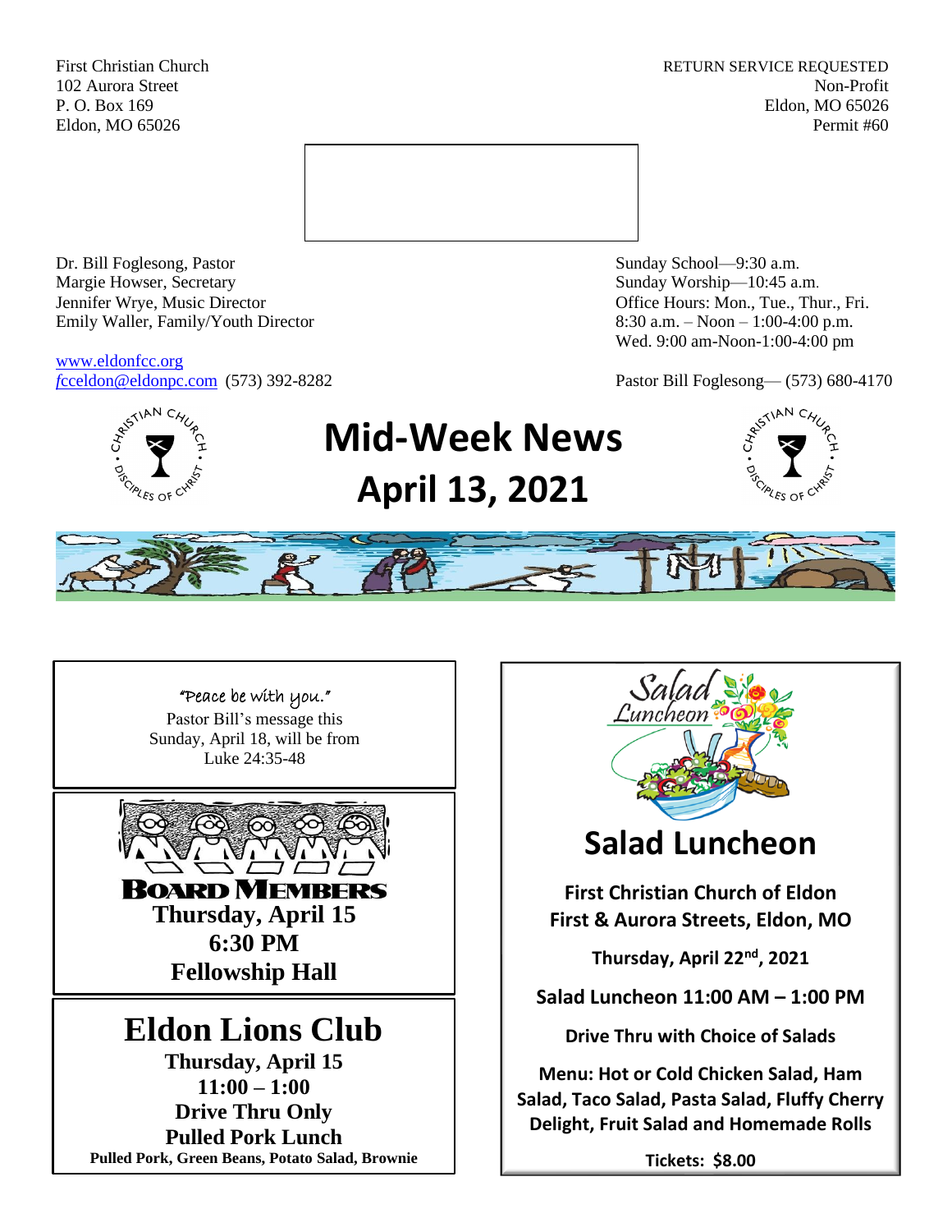First Christian Church
102 Aurora Street
P. O. Box 169
Eldon, MO 65026

RETURN SERVICE REQUESTED
Non-Profit
Eldon, MO 65026
Permit #60

Dr. Bill Foglesong, Pastor
Margie Howser, Secretary
Jennifer Wrye, Music Director
Emily Waller, Family/Youth Director

www.eldonfcc.org
fcceldon@eldonpc.com (573) 392-8282

Sunday School—9:30 a.m.
Sunday Worship—10:45 a.m.
Office Hours: Mon., Tue., Thur., Fri.
8:30 a.m. – Noon – 1:00-4:00 p.m.
Wed. 9:00 am-Noon-1:00-4:00 pm

Pastor Bill Foglesong— (573) 680-4170

# Mid-Week News
# April 13, 2021

"Peace be with you."
Pastor Bill's message this Sunday, April 18, will be from Luke 24:35-48

## BOARD MEMBERS
**Thursday, April 15**
**6:30 PM**
**Fellowship Hall**

## Eldon Lions Club
**Thursday, April 15**
**11:00 – 1:00**
**Drive Thru Only**
**Pulled Pork Lunch**
**Pulled Pork, Green Beans, Potato Salad, Brownie**

## Salad Luncheon

**First Christian Church of Eldon**
**First & Aurora Streets, Eldon, MO**

**Thursday, April 22nd, 2021**

**Salad Luncheon 11:00 AM – 1:00 PM**

**Drive Thru with Choice of Salads**

**Menu: Hot or Cold Chicken Salad, Ham Salad, Taco Salad, Pasta Salad, Fluffy Cherry Delight, Fruit Salad and Homemade Rolls**

**Tickets: $8.00**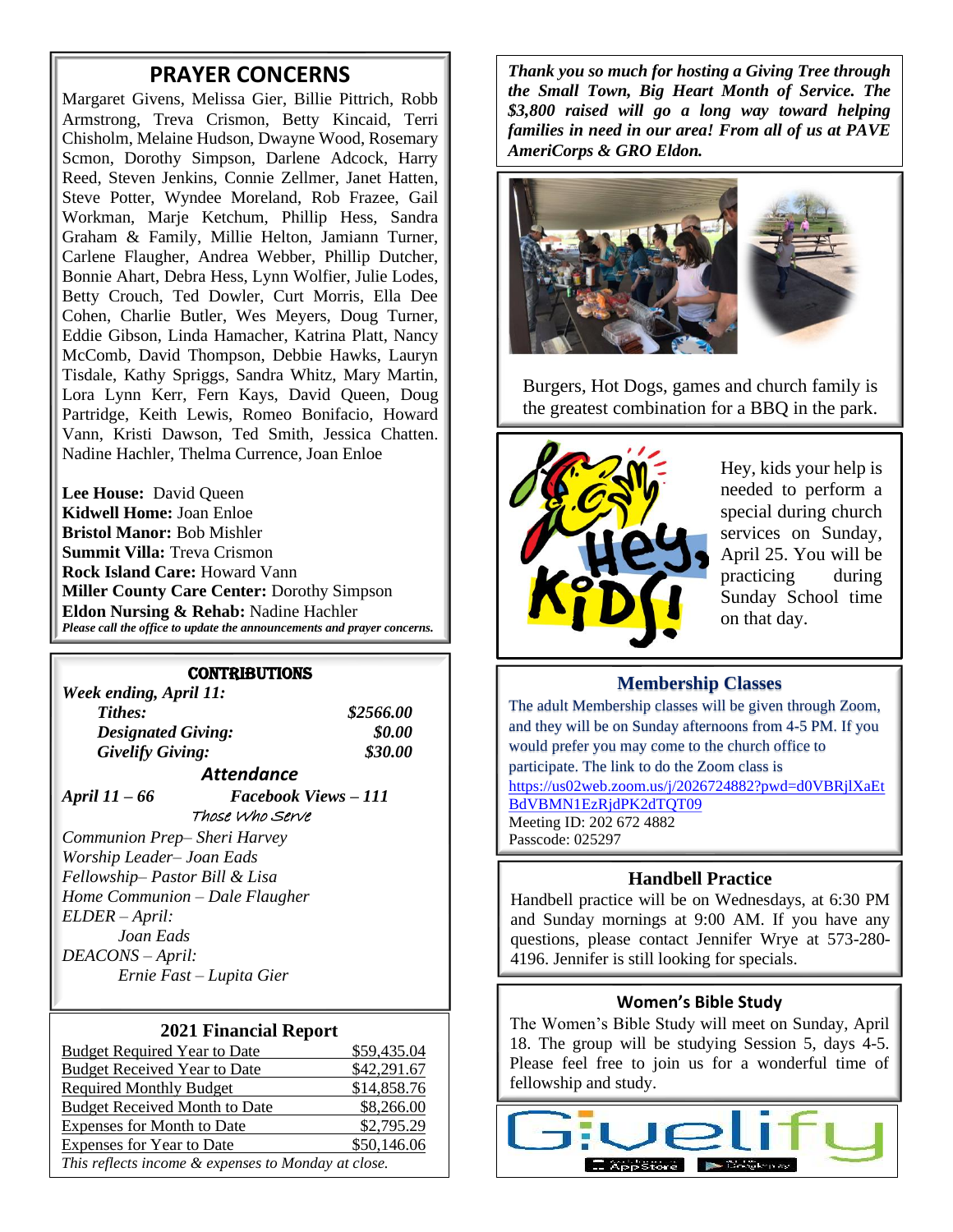## PRAYER CONCERNS

Margaret Givens, Melissa Gier, Billie Pittrich, Robb Armstrong, Treva Crismon, Betty Kincaid, Terri Chisholm, Melaine Hudson, Dwayne Wood, Rosemary Scmon, Dorothy Simpson, Darlene Adcock, Harry Reed, Steven Jenkins, Connie Zellmer, Janet Hatten, Steve Potter, Wyndee Moreland, Rob Frazee, Gail Workman, Marje Ketchum, Phillip Hess, Sandra Graham & Family, Millie Helton, Jamiann Turner, Carlene Flaugher, Andrea Webber, Phillip Dutcher, Bonnie Ahart, Debra Hess, Lynn Wolfier, Julie Lodes, Betty Crouch, Ted Dowler, Curt Morris, Ella Dee Cohen, Charlie Butler, Wes Meyers, Doug Turner, Eddie Gibson, Linda Hamacher, Katrina Platt, Nancy McComb, David Thompson, Debbie Hawks, Lauryn Tisdale, Kathy Spriggs, Sandra Whitz, Mary Martin, Lora Lynn Kerr, Fern Kays, David Queen, Doug Partridge, Keith Lewis, Romeo Bonifacio, Howard Vann, Kristi Dawson, Ted Smith, Jessica Chatten. Nadine Hachler, Thelma Currence, Joan Enloe

**Lee House:** David Queen
**Kidwell Home:** Joan Enloe
**Bristol Manor:** Bob Mishler
**Summit Villa:** Treva Crismon
**Rock Island Care:** Howard Vann
**Miller County Care Center:** Dorothy Simpson
**Eldon Nursing & Rehab:** Nadine Hachler
***Please call the office to update the announcements and prayer concerns.***

### CONTRIBUTIONS

*Week ending, April 11:*

| | |
|---|---|
| ***Tithes:*** | ***$2566.00*** |
| ***Designated Giving:*** | ***$0.00*** |
| ***Givelify Giving:*** | ***$30.00*** |

### *Attendance*

*April 11 – 66* *Facebook Views – 111*

*Those Who Serve*

*Communion Prep– Sheri Harvey*
*Worship Leader– Joan Eads*
*Fellowship– Pastor Bill & Lisa*
*Home Communion – Dale Flaugher*
*ELDER – April:*
*Joan Eads*
*DEACONS – April:*
*Ernie Fast – Lupita Gier*

### 2021 Financial Report

| | |
|---|---|
| Budget Required Year to Date | $59,435.04 |
| Budget Received Year to Date | $42,291.67 |
| Required Monthly Budget | $14,858.76 |
| Budget Received Month to Date | $8,266.00 |
| Expenses for Month to Date | $2,795.29 |
| Expenses for Year to Date | $50,146.06 |

*This reflects income & expenses to Monday at close.*

***Thank you so much for hosting a Giving Tree through the Small Town, Big Heart Month of Service. The $3,800 raised will go a long way toward helping families in need in our area! From all of us at PAVE AmeriCorps & GRO Eldon.***

Burgers, Hot Dogs, games and church family is the greatest combination for a BBQ in the park.

Hey, kids your help is needed to perform a special during church services on Sunday, April 25. You will be practicing during Sunday School time on that day.

### Membership Classes

The adult Membership classes will be given through Zoom, and they will be on Sunday afternoons from 4-5 PM. If you would prefer you may come to the church office to participate. The link to do the Zoom class is https://us02web.zoom.us/j/2026724882?pwd=d0VBRjlXaEtBdVBMN1EzRjdPK2dTQT09
Meeting ID: 202 672 4882
Passcode: 025297

### Handbell Practice

Handbell practice will be on Wednesdays, at 6:30 PM and Sunday mornings at 9:00 AM. If you have any questions, please contact Jennifer Wrye at 573-280-4196. Jennifer is still looking for specials.

### Women's Bible Study

The Women's Bible Study will meet on Sunday, April 18. The group will be studying Session 5, days 4-5. Please feel free to join us for a wonderful time of fellowship and study.

Givelify